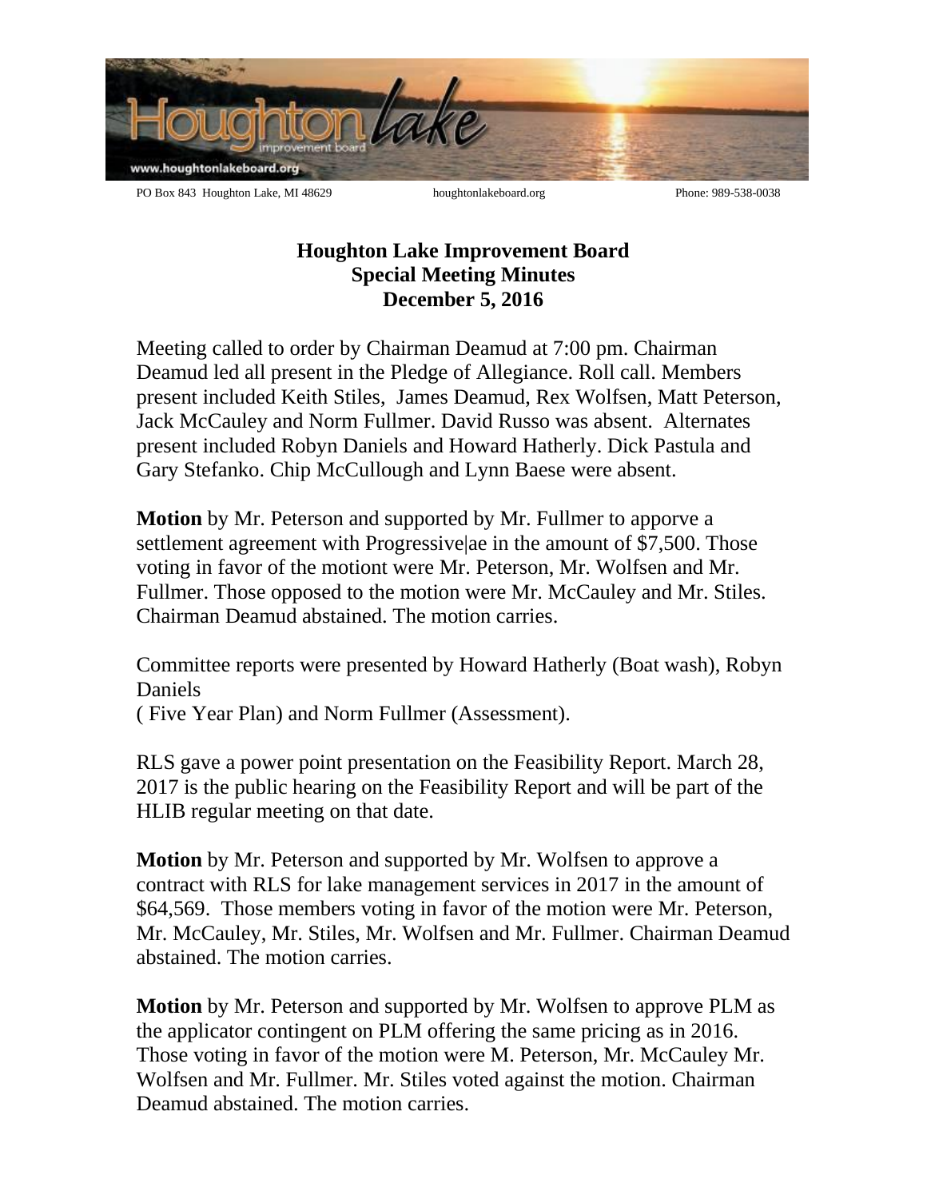PO Box 843 Houghton Lake, MI 48629 houghtonlakeboard.org Phone: 989-538-0038

# Houghton Lake Improvement Board
## Special Meeting Minutes
## December 5, 2016

Meeting called to order by Chairman Deamud at 7:00 pm. Chairman Deamud led all present in the Pledge of Allegiance. Roll call. Members present included Keith Stiles, James Deamud, Rex Wolfsen, Matt Peterson, Jack McCauley and Norm Fullmer. David Russo was absent. Alternates present included Robyn Daniels and Howard Hatherly. Dick Pastula and Gary Stefanko. Chip McCullough and Lynn Baese were absent.

**Motion** by Mr. Peterson and supported by Mr. Fullmer to apporve a settlement agreement with Progressive|ae in the amount of $7,500. Those voting in favor of the motiont were Mr. Peterson, Mr. Wolfsen and Mr. Fullmer. Those opposed to the motion were Mr. McCauley and Mr. Stiles. Chairman Deamud abstained. The motion carries.

Committee reports were presented by Howard Hatherly (Boat wash), Robyn Daniels
( Five Year Plan) and Norm Fullmer (Assessment).

RLS gave a power point presentation on the Feasibility Report. March 28, 2017 is the public hearing on the Feasibility Report and will be part of the HLIB regular meeting on that date.

**Motion** by Mr. Peterson and supported by Mr. Wolfsen to approve a contract with RLS for lake management services in 2017 in the amount of $64,569. Those members voting in favor of the motion were Mr. Peterson, Mr. McCauley, Mr. Stiles, Mr. Wolfsen and Mr. Fullmer. Chairman Deamud abstained. The motion carries.

**Motion** by Mr. Peterson and supported by Mr. Wolfsen to approve PLM as the applicator contingent on PLM offering the same pricing as in 2016. Those voting in favor of the motion were M. Peterson, Mr. McCauley Mr. Wolfsen and Mr. Fullmer. Mr. Stiles voted against the motion. Chairman Deamud abstained. The motion carries.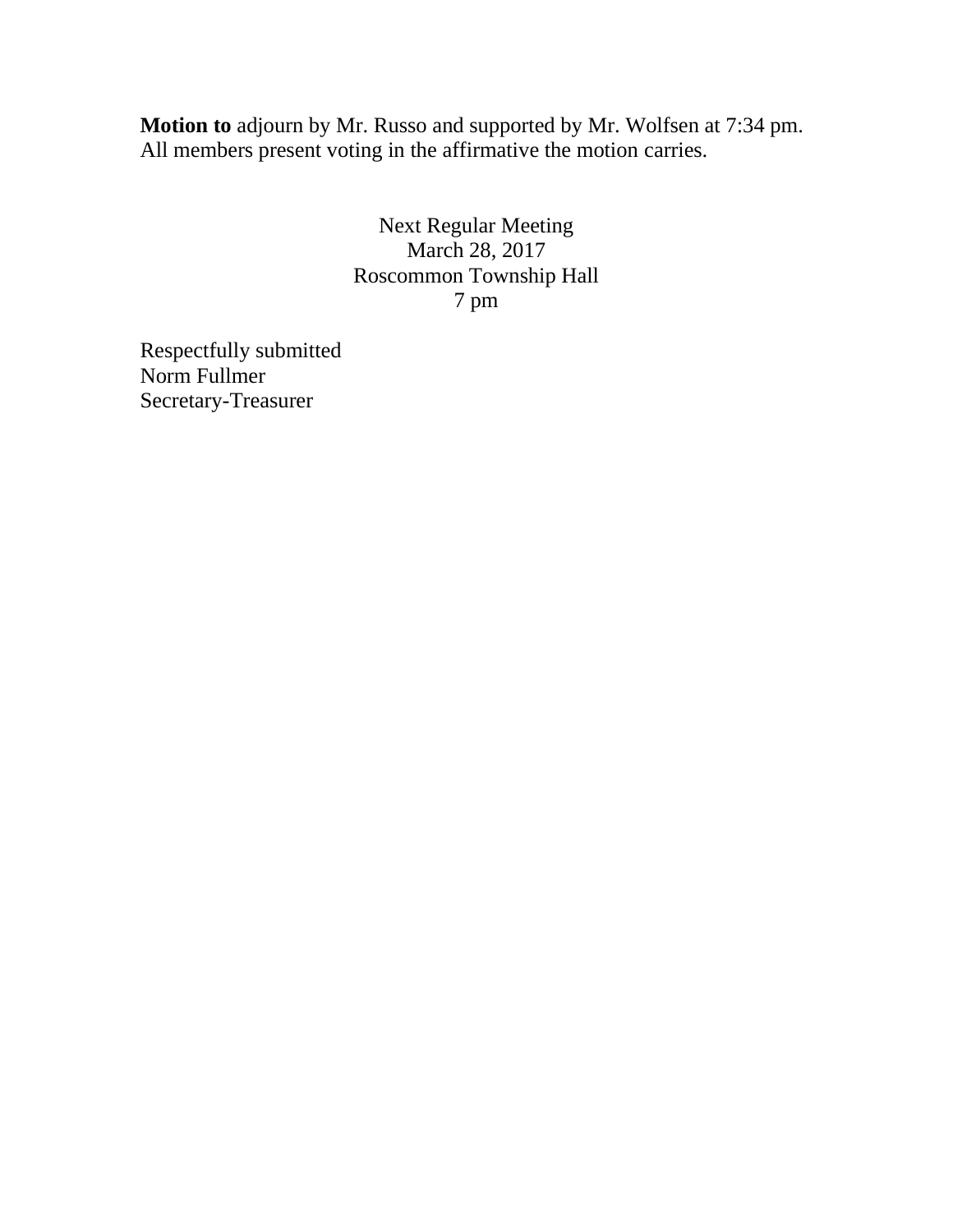**Motion to** adjourn by Mr. Russo and supported by Mr. Wolfsen at 7:34 pm. All members present voting in the affirmative the motion carries.

Next Regular Meeting
March 28, 2017
Roscommon Township Hall
7 pm

Respectfully submitted
Norm Fullmer
Secretary-Treasurer